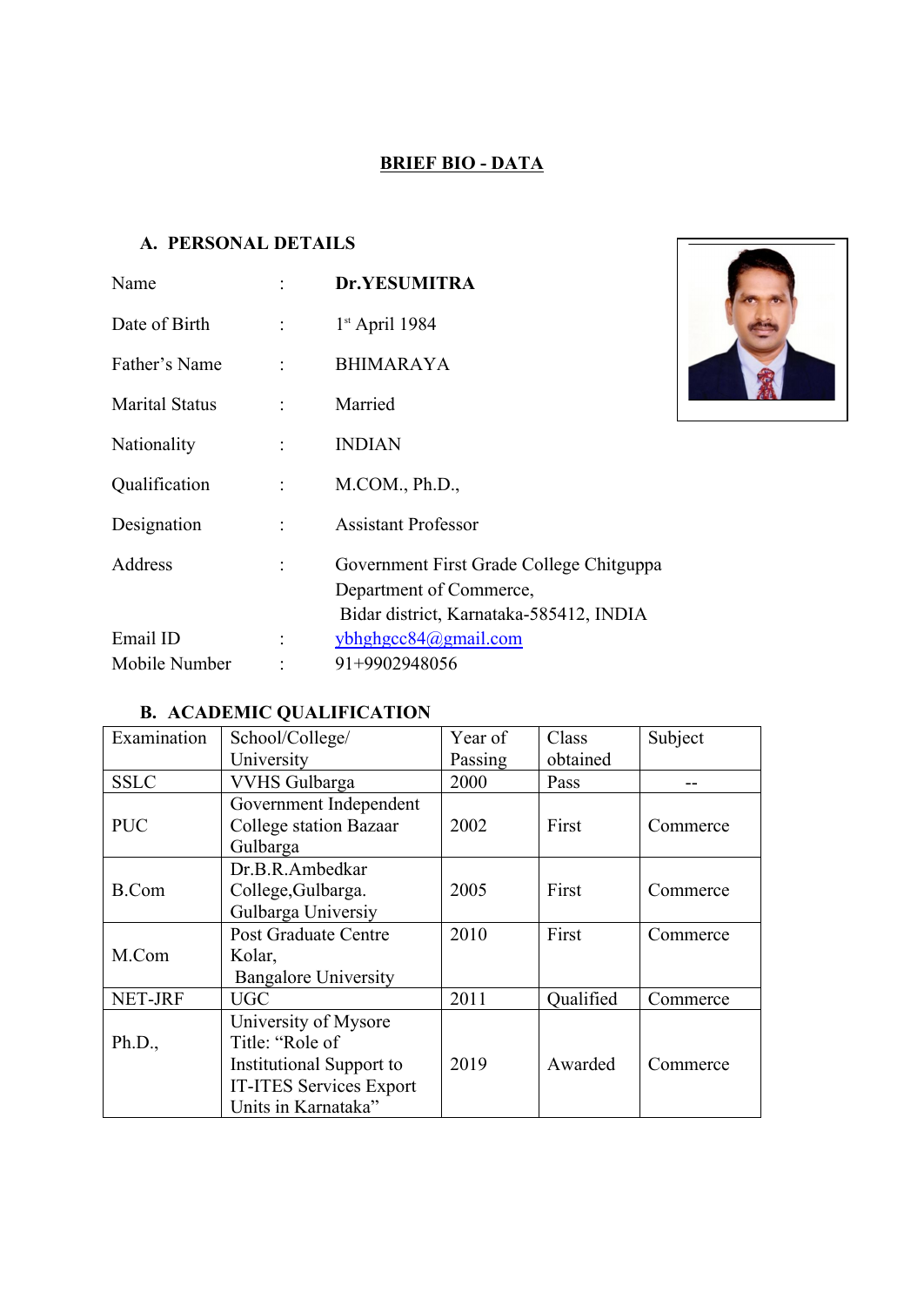# BRIEF BIO - DATA

## A. PERSONAL DETAILS

| | | |
|---|---|---|
| Name | : | **Dr.YESUMITRA** |
| Date of Birth | : | 1st April 1984 |
| Father's Name | : | BHIMARAYA |
| Marital Status | : | Married |
| Nationality | : | INDIAN |
| Qualification | : | M.COM., Ph.D., |
| Designation | : | Assistant Professor |
| Address | : | Government First Grade College Chitguppa<br>Department of Commerce,<br>Bidar district, Karnataka-585412, INDIA |
| Email ID | : | ybhghgcc84@gmail.com |
| Mobile Number | : | 91+9902948056 |

## B. ACADEMIC QUALIFICATION

| Examination | School/College/ University | Year of Passing | Class obtained | Subject |
|---|---|---|---|---|
| SSLC | VVHS Gulbarga | 2000 | Pass | -- |
| PUC | Government Independent College station Bazaar Gulbarga | 2002 | First | Commerce |
| B.Com | Dr.B.R.Ambedkar College,Gulbarga. Gulbarga Universiy | 2005 | First | Commerce |
| M.Com | Post Graduate Centre Kolar, Bangalore University | 2010 | First | Commerce |
| NET-JRF | UGC | 2011 | Qualified | Commerce |
| Ph.D., | University of Mysore Title: "Role of Institutional Support to IT-ITES Services Export Units in Karnataka" | 2019 | Awarded | Commerce |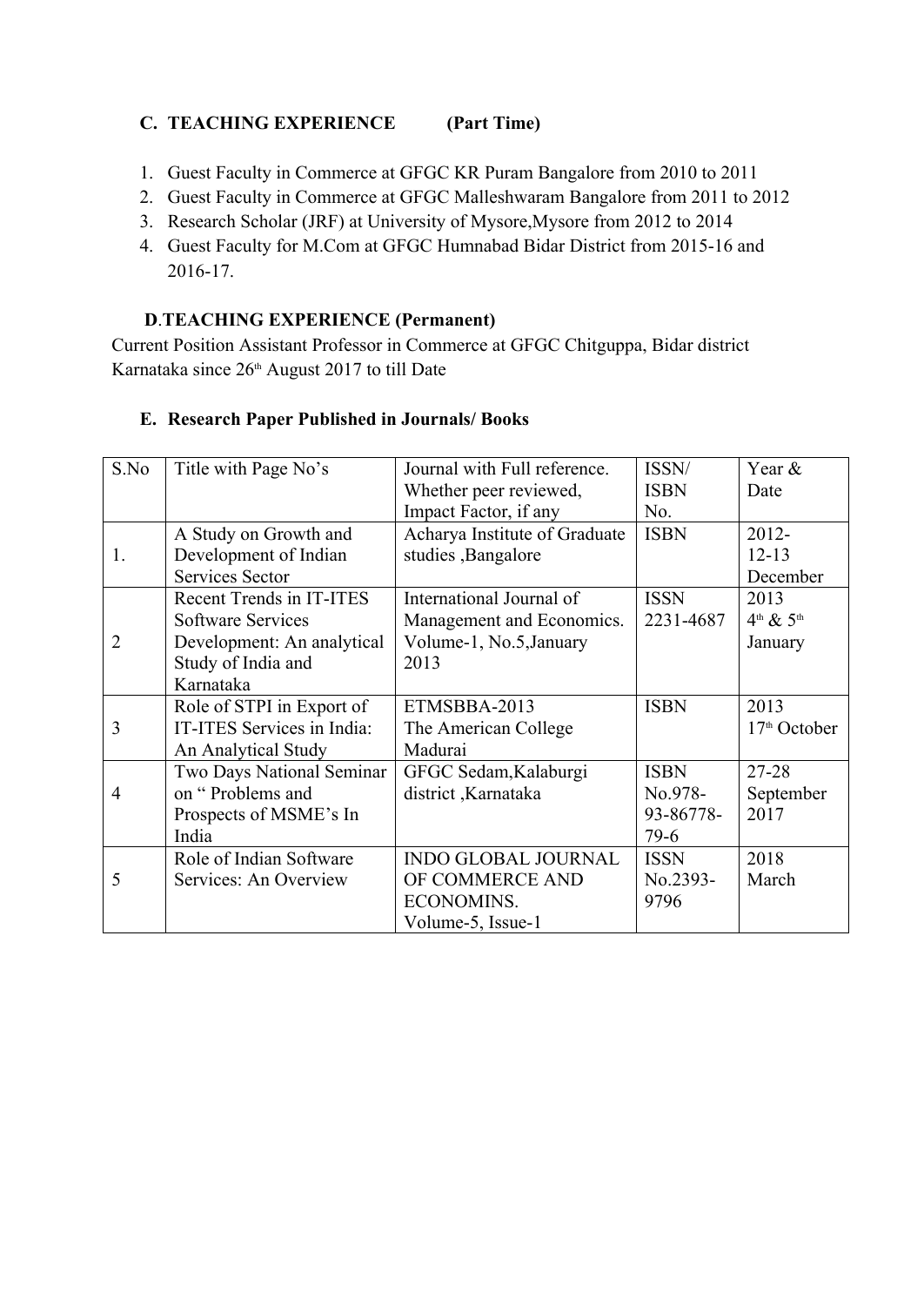### C. TEACHING EXPERIENCE (Part Time)

1. Guest Faculty in Commerce at GFGC KR Puram Bangalore from 2010 to 2011
2. Guest Faculty in Commerce at GFGC Malleshwaram Bangalore from 2011 to 2012
3. Research Scholar (JRF) at University of Mysore,Mysore from 2012 to 2014
4. Guest Faculty for M.Com at GFGC Humnabad Bidar District from 2015-16 and 2016-17.

### D.TEACHING EXPERIENCE (Permanent)

Current Position Assistant Professor in Commerce at GFGC Chitguppa, Bidar district Karnataka since 26th August 2017 to till Date

### E. Research Paper Published in Journals/ Books

| S.No | Title with Page No's | Journal with Full reference. Whether peer reviewed, Impact Factor, if any | ISSN/ ISBN No. | Year & Date |
|---|---|---|---|---|
| 1. | A Study on Growth and Development of Indian Services Sector | Acharya Institute of Graduate studies ,Bangalore | ISBN | 2012- 12-13 December |
| 2 | Recent Trends in IT-ITES Software Services Development: An analytical Study of India and Karnataka | International Journal of Management and Economics. Volume-1, No.5,January 2013 | ISSN 2231-4687 | 2013 4th & 5th January |
| 3 | Role of STPI in Export of IT-ITES Services in India: An Analytical Study | ETMSBBA-2013 The American College Madurai | ISBN | 2013 17th October |
| 4 | Two Days National Seminar on " Problems and Prospects of MSME's In India | GFGC Sedam,Kalaburgi district ,Karnataka | ISBN No.978-93-86778-79-6 | 27-28 September 2017 |
| 5 | Role of Indian Software Services: An Overview | INDO GLOBAL JOURNAL OF COMMERCE AND ECONOMINS. Volume-5, Issue-1 | ISSN No.2393-9796 | 2018 March |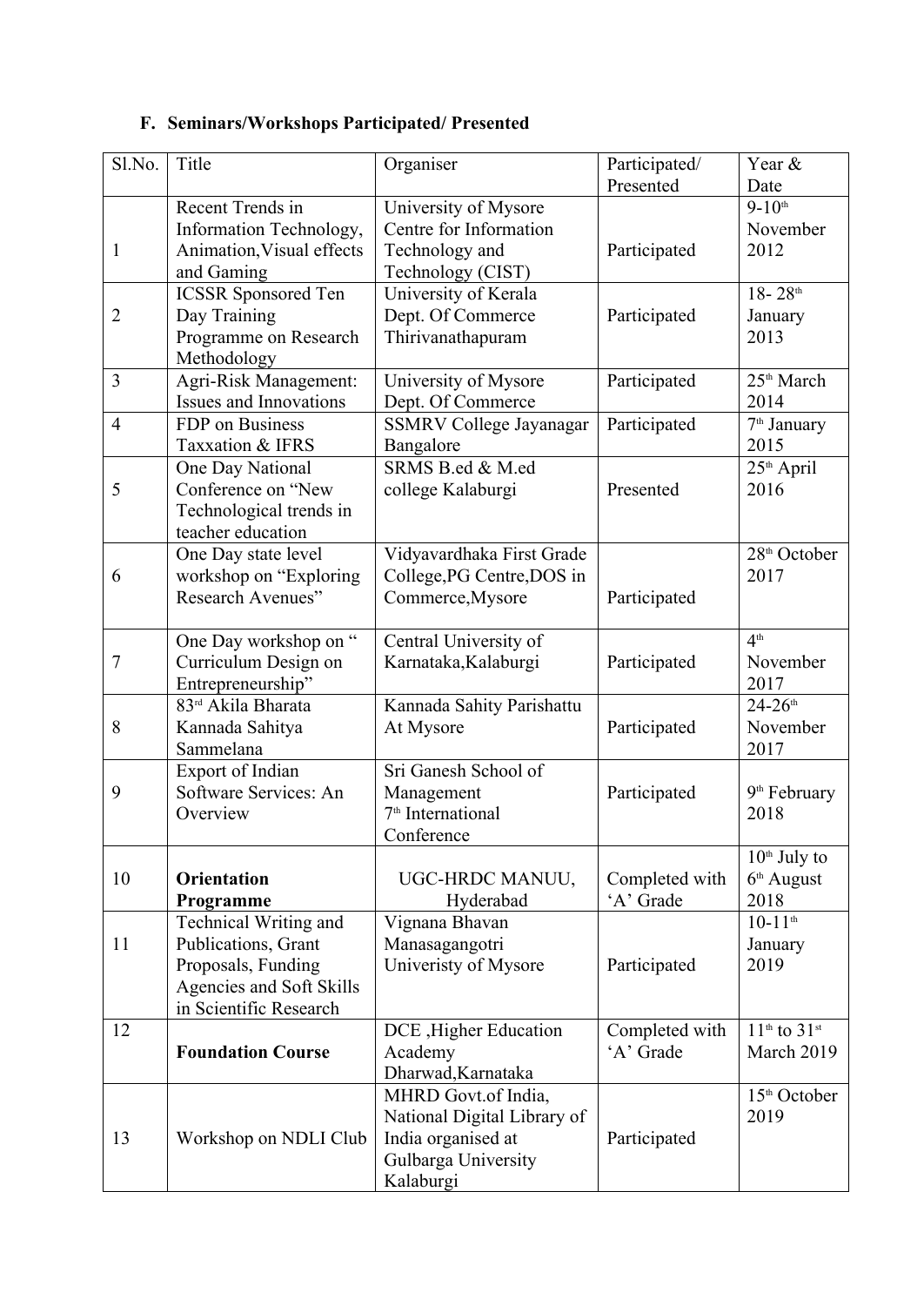### F. Seminars/Workshops Participated/ Presented

| Sl.No. | Title | Organiser | Participated/ Presented | Year & Date |
|---|---|---|---|---|
| 1 | Recent Trends in Information Technology, Animation,Visual effects and Gaming | University of Mysore Centre for Information Technology and Technology (CIST) | Participated | 9-10th November 2012 |
| 2 | ICSSR Sponsored Ten Day Training Programme on Research Methodology | University of Kerala Dept. Of Commerce Thirivanathapuram | Participated | 18- 28th January 2013 |
| 3 | Agri-Risk Management: Issues and Innovations | University of Mysore Dept. Of Commerce | Participated | 25th March 2014 |
| 4 | FDP on Business Taxxation & IFRS | SSMRV College Jayanagar Bangalore | Participated | 7th January 2015 |
| 5 | One Day National Conference on "New Technological trends in teacher education | SRMS B.ed & M.ed college Kalaburgi | Presented | 25th April 2016 |
| 6 | One Day state level workshop on "Exploring Research Avenues" | Vidyavardhaka First Grade College,PG Centre,DOS in Commerce,Mysore | Participated | 28th October 2017 |
| 7 | One Day workshop on " Curriculum Design on Entrepreneurship" | Central University of Karnataka,Kalaburgi | Participated | 4th November 2017 |
| 8 | 83rd Akila Bharata Kannada Sahitya Sammelana | Kannada Sahity Parishattu At Mysore | Participated | 24-26th November 2017 |
| 9 | Export of Indian Software Services: An Overview | Sri Ganesh School of Management 7th International Conference | Participated | 9th February 2018 |
| 10 | **Orientation Programme** | UGC-HRDC MANUU, Hyderabad | Completed with 'A' Grade | 10th July to 6th August 2018 |
| 11 | Technical Writing and Publications, Grant Proposals, Funding Agencies and Soft Skills in Scientific Research | Vignana Bhavan Manasagangotri Univeristy of Mysore | Participated | 10-11th January 2019 |
| 12 | **Foundation Course** | DCE ,Higher Education Academy Dharwad,Karnataka | Completed with 'A' Grade | 11th to 31st March 2019 |
| 13 | Workshop on NDLI Club | MHRD Govt.of India, National Digital Library of India organised at Gulbarga University Kalaburgi | Participated | 15th October 2019 |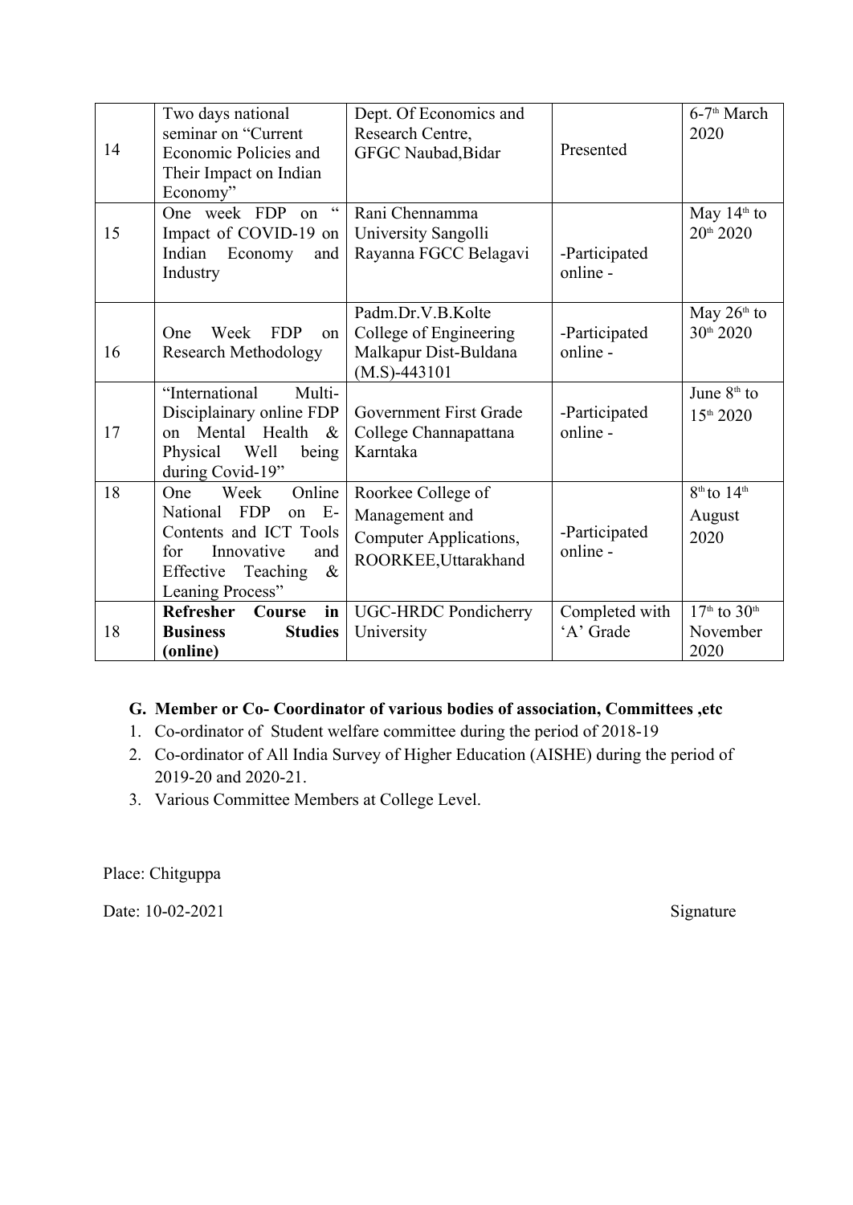| | | | | |
|---|---|---|---|---|
| 14 | Two days national seminar on "Current Economic Policies and Their Impact on Indian Economy" | Dept. Of Economics and Research Centre, GFGC Naubad,Bidar | Presented | 6-7th March 2020 |
| 15 | One week FDP on " Impact of COVID-19 on Indian Economy and Industry | Rani Chennamma University Sangolli Rayanna FGCC Belagavi | -Participated online - | May 14th to 20th 2020 |
| 16 | One Week FDP on Research Methodology | Padm.Dr.V.B.Kolte College of Engineering Malkapur Dist-Buldana (M.S)-443101 | -Participated online - | May 26th to 30th 2020 |
| 17 | "International Multi-Disciplinary online FDP on Mental Health & Physical Well being during Covid-19" | Government First Grade College Channapattana Karntaka | -Participated online - | June 8th to 15th 2020 |
| 18 | One Week Online National FDP on E-Contents and ICT Tools for Innovative and Effective Teaching & Leaning Process" | Roorkee College of Management and Computer Applications, ROORKEE,Uttarakhand | -Participated online - | 8th to 14th August 2020 |
| 18 | **Refresher Course in Business Studies (online)** | UGC-HRDC Pondicherry University | Completed with 'A' Grade | 17th to 30th November 2020 |

**G. Member or Co- Coordinator of various bodies of association, Committees ,etc**

1. Co-ordinator of Student welfare committee during the period of 2018-19
2. Co-ordinator of All India Survey of Higher Education (AISHE) during the period of 2019-20 and 2020-21.
3. Various Committee Members at College Level.

Place: Chitguppa

Date: 10-02-2021

Signature